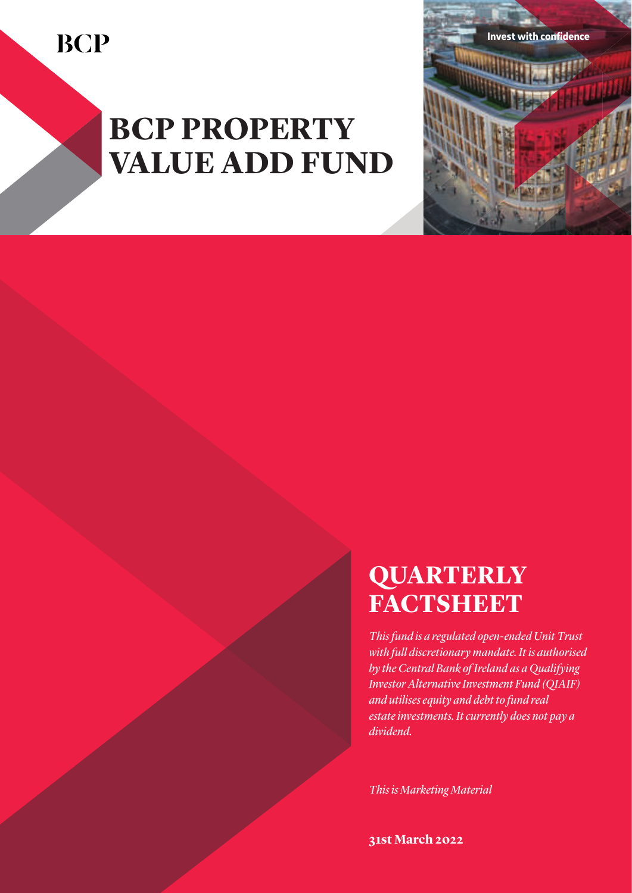BCP

# BCP PROPERTY VALUE ADD FUND

Invest with confidence

## QUARTERLY FACTSHEET

*This fund is a regulated open-ended Unit Trust with full discretionary mandate. It is authorised by the Central Bank of Ireland as a Qualifying Investor Alternative Investment Fund (QIAIF) and utilises equity and debt to fund real estate investments. It currently does not pay a dividend.*

*This is Marketing Material*

**31st March 2022**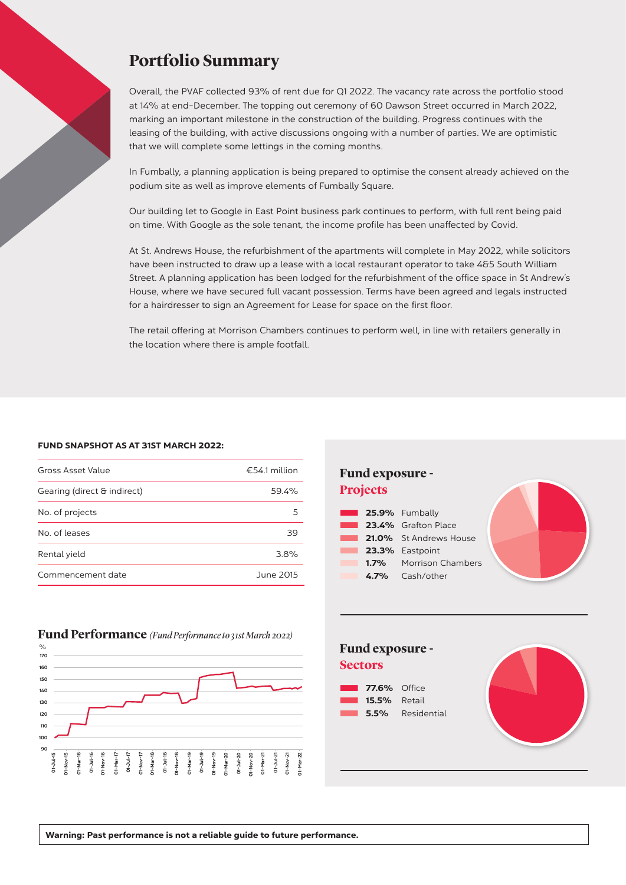# Portfolio Summary

Overall, the PVAF collected 93% of rent due for Q1 2022. The vacancy rate across the portfolio stood at 14% at end-December. The topping out ceremony of 60 Dawson Street occurred in March 2022, marking an important milestone in the construction of the building. Progress continues with the leasing of the building, with active discussions ongoing with a number of parties. We are optimistic that we will complete some lettings in the coming months.

In Fumbally, a planning application is being prepared to optimise the consent already achieved on the podium site as well as improve elements of Fumbally Square.

Our building let to Google in East Point business park continues to perform, with full rent being paid on time. With Google as the sole tenant, the income profile has been unaffected by Covid.

At St. Andrews House, the refurbishment of the apartments will complete in May 2022, while solicitors have been instructed to draw up a lease with a local restaurant operator to take 4&5 South William Street. A planning application has been lodged for the refurbishment of the office space in St Andrew's House, where we have secured full vacant possession. Terms have been agreed and legals instructed for a hairdresser to sign an Agreement for Lease for space on the first floor.

The retail offering at Morrison Chambers continues to perform well, in line with retailers generally in the location where there is ample footfall.

**FUND SNAPSHOT AS AT 31ST MARCH 2022:**

| | |
|---|---|
| Gross Asset Value | €54.1 million |
| Gearing (direct & indirect) | 59.4% |
| No. of projects | 5 |
| No. of leases | 39 |
| Rental yield | 3.8% |
| Commencement date | June 2015 |

## Fund Performance *(Fund Performance to 31st March 2022)*

%
170
160
150
140
130
120
110
100
90

01-Jul-15, 01-Nov-15, 01-Mar-16, 01-Jul-16, 01-Nov-16, 01-Mar-17, 01-Jul-17, 01-Nov-17, 01-Mar-18, 01-Jul-18, 01-Nov-18, 01-Mar-19, 01-Jul-19, 01-Nov-19, 01-Mar-20, 01-Jul-20, 01-Nov-20, 01-Mar-21, 01-Jul-21, 01-Nov-21, 01-Mar-22

## Fund exposure - Projects

**25.9%** Fumbally
**23.4%** Grafton Place
**21.0%** St Andrews House
**23.3%** Eastpoint
**1.7%** Morrison Chambers
**4.7%** Cash/other

## Fund exposure - Sectors

**77.6%** Office
**15.5%** Retail
**5.5%** Residential

**Warning: Past performance is not a reliable guide to future performance.**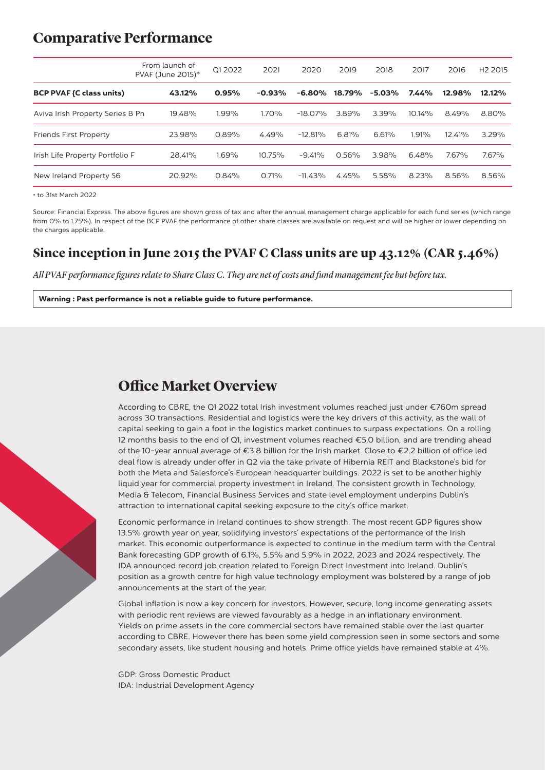## Comparative Performance

| | From launch of PVAF (June 2015)* | Q1 2022 | 2021 | 2020 | 2019 | 2018 | 2017 | 2016 | H2 2015 |
|---|---|---|---|---|---|---|---|---|---|
| **BCP PVAF (C class units)** | **43.12%** | **0.95%** | **-0.93%** | **-6.80%** | **18.79%** | **-5.03%** | **7.44%** | **12.98%** | **12.12%** |
| Aviva Irish Property Series B Pn | 19.48% | 1.99% | 1.70% | -18.07% | 3.89% | 3.39% | 10.14% | 8.49% | 8.80% |
| Friends First Property | 23.98% | 0.89% | 4.49% | -12.81% | 6.81% | 6.61% | 1.91% | 12.41% | 3.29% |
| Irish Life Property Portfolio F | 28.41% | 1.69% | 10.75% | -9.41% | 0.56% | 3.98% | 6.48% | 7.67% | 7.67% |
| New Ireland Property S6 | 20.92% | 0.84% | 0.71% | -11.43% | 4.45% | 5.58% | 8.23% | 8.56% | 8.56% |

* to 31st March 2022

Source: Financial Express. The above figures are shown gross of tax and after the annual management charge applicable for each fund series (which range from 0% to 1.75%). In respect of the BCP PVAF the performance of other share classes are available on request and will be higher or lower depending on the charges applicable.

## Since inception in June 2015 the PVAF C Class units are up 43.12% (CAR 5.46%)

*All PVAF performance figures relate to Share Class C. They are net of costs and fund management fee but before tax.*

**Warning : Past performance is not a reliable guide to future performance.**

## Office Market Overview

According to CBRE, the Q1 2022 total Irish investment volumes reached just under €760m spread across 30 transactions. Residential and logistics were the key drivers of this activity, as the wall of capital seeking to gain a foot in the logistics market continues to surpass expectations. On a rolling 12 months basis to the end of Q1, investment volumes reached €5.0 billion, and are trending ahead of the 10-year annual average of €3.8 billion for the Irish market. Close to €2.2 billion of office led deal flow is already under offer in Q2 via the take private of Hibernia REIT and Blackstone's bid for both the Meta and Salesforce's European headquarter buildings. 2022 is set to be another highly liquid year for commercial property investment in Ireland. The consistent growth in Technology, Media & Telecom, Financial Business Services and state level employment underpins Dublin's attraction to international capital seeking exposure to the city's office market.

Economic performance in Ireland continues to show strength. The most recent GDP figures show 13.5% growth year on year, solidifying investors' expectations of the performance of the Irish market. This economic outperformance is expected to continue in the medium term with the Central Bank forecasting GDP growth of 6.1%, 5.5% and 5.9% in 2022, 2023 and 2024 respectively. The IDA announced record job creation related to Foreign Direct Investment into Ireland. Dublin's position as a growth centre for high value technology employment was bolstered by a range of job announcements at the start of the year.

Global inflation is now a key concern for investors. However, secure, long income generating assets with periodic rent reviews are viewed favourably as a hedge in an inflationary environment. Yields on prime assets in the core commercial sectors have remained stable over the last quarter according to CBRE. However there has been some yield compression seen in some sectors and some secondary assets, like student housing and hotels. Prime office yields have remained stable at 4%.

GDP: Gross Domestic Product
IDA: Industrial Development Agency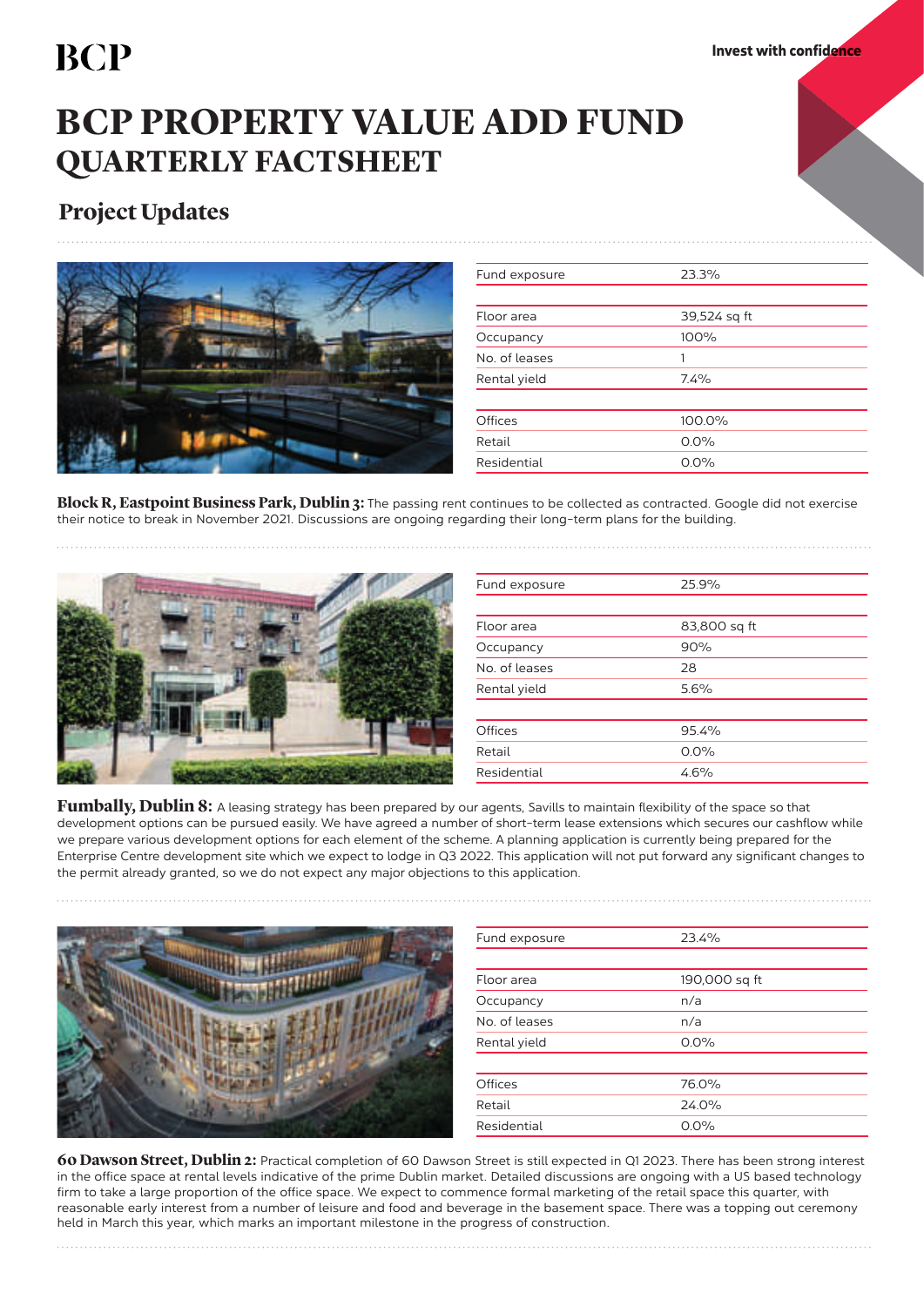BCP

Invest with confidence

# BCP PROPERTY VALUE ADD FUND
## QUARTERLY FACTSHEET

### Project Updates

| | |
|---|---|
| Fund exposure | 23.3% |
| Floor area | 39,524 sq ft |
| Occupancy | 100% |
| No. of leases | 1 |
| Rental yield | 7.4% |
| Offices | 100.0% |
| Retail | 0.0% |
| Residential | 0.0% |

**Block R, Eastpoint Business Park, Dublin 3:** The passing rent continues to be collected as contracted. Google did not exercise their notice to break in November 2021. Discussions are ongoing regarding their long-term plans for the building.

| | |
|---|---|
| Fund exposure | 25.9% |
| Floor area | 83,800 sq ft |
| Occupancy | 90% |
| No. of leases | 28 |
| Rental yield | 5.6% |
| Offices | 95.4% |
| Retail | 0.0% |
| Residential | 4.6% |

**Fumbally, Dublin 8:** A leasing strategy has been prepared by our agents, Savills to maintain flexibility of the space so that development options can be pursued easily. We have agreed a number of short-term lease extensions which secures our cashflow while we prepare various development options for each element of the scheme. A planning application is currently being prepared for the Enterprise Centre development site which we expect to lodge in Q3 2022. This application will not put forward any significant changes to the permit already granted, so we do not expect any major objections to this application.

| | |
|---|---|
| Fund exposure | 23.4% |
| Floor area | 190,000 sq ft |
| Occupancy | n/a |
| No. of leases | n/a |
| Rental yield | 0.0% |
| Offices | 76.0% |
| Retail | 24.0% |
| Residential | 0.0% |

**60 Dawson Street, Dublin 2:** Practical completion of 60 Dawson Street is still expected in Q1 2023. There has been strong interest in the office space at rental levels indicative of the prime Dublin market. Detailed discussions are ongoing with a US based technology firm to take a large proportion of the office space. We expect to commence formal marketing of the retail space this quarter, with reasonable early interest from a number of leisure and food and beverage in the basement space. There was a topping out ceremony held in March this year, which marks an important milestone in the progress of construction.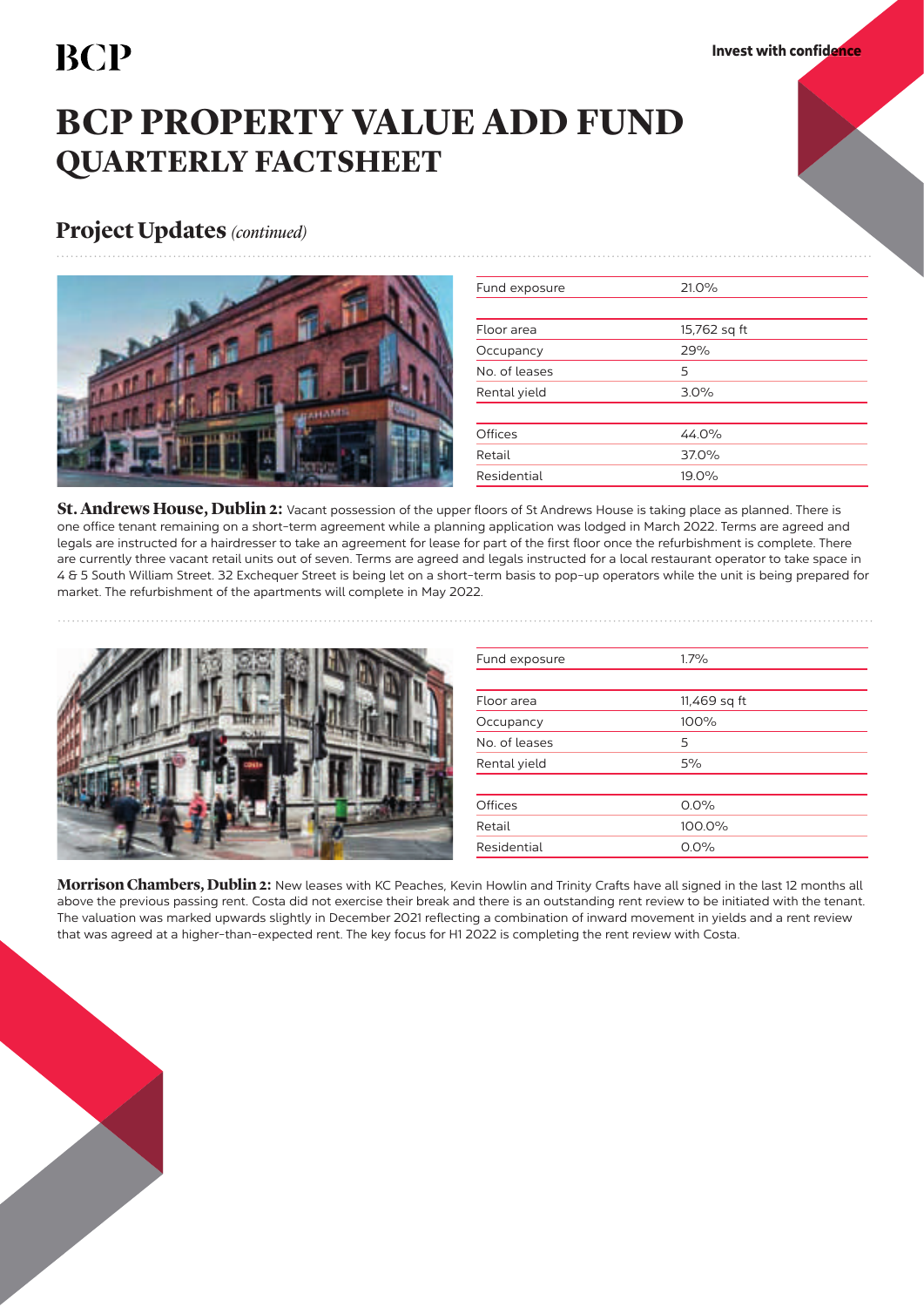# BCP PROPERTY VALUE ADD FUND
## QUARTERLY FACTSHEET

### Project Updates *(continued)*

| | |
|---|---|
| Fund exposure | 21.0% |
| Floor area | 15,762 sq ft |
| Occupancy | 29% |
| No. of leases | 5 |
| Rental yield | 3.0% |
| Offices | 44.0% |
| Retail | 37.0% |
| Residential | 19.0% |

**St. Andrews House, Dublin 2:** Vacant possession of the upper floors of St Andrews House is taking place as planned. There is one office tenant remaining on a short-term agreement while a planning application was lodged in March 2022. Terms are agreed and legals are instructed for a hairdresser to take an agreement for lease for part of the first floor once the refurbishment is complete. There are currently three vacant retail units out of seven. Terms are agreed and legals instructed for a local restaurant operator to take space in 4 & 5 South William Street. 32 Exchequer Street is being let on a short-term basis to pop-up operators while the unit is being prepared for market. The refurbishment of the apartments will complete in May 2022.

| | |
|---|---|
| Fund exposure | 1.7% |
| Floor area | 11,469 sq ft |
| Occupancy | 100% |
| No. of leases | 5 |
| Rental yield | 5% |
| Offices | 0.0% |
| Retail | 100.0% |
| Residential | 0.0% |

**Morrison Chambers, Dublin 2:** New leases with KC Peaches, Kevin Howlin and Trinity Crafts have all signed in the last 12 months all above the previous passing rent. Costa did not exercise their break and there is an outstanding rent review to be initiated with the tenant. The valuation was marked upwards slightly in December 2021 reflecting a combination of inward movement in yields and a rent review that was agreed at a higher-than-expected rent. The key focus for H1 2022 is completing the rent review with Costa.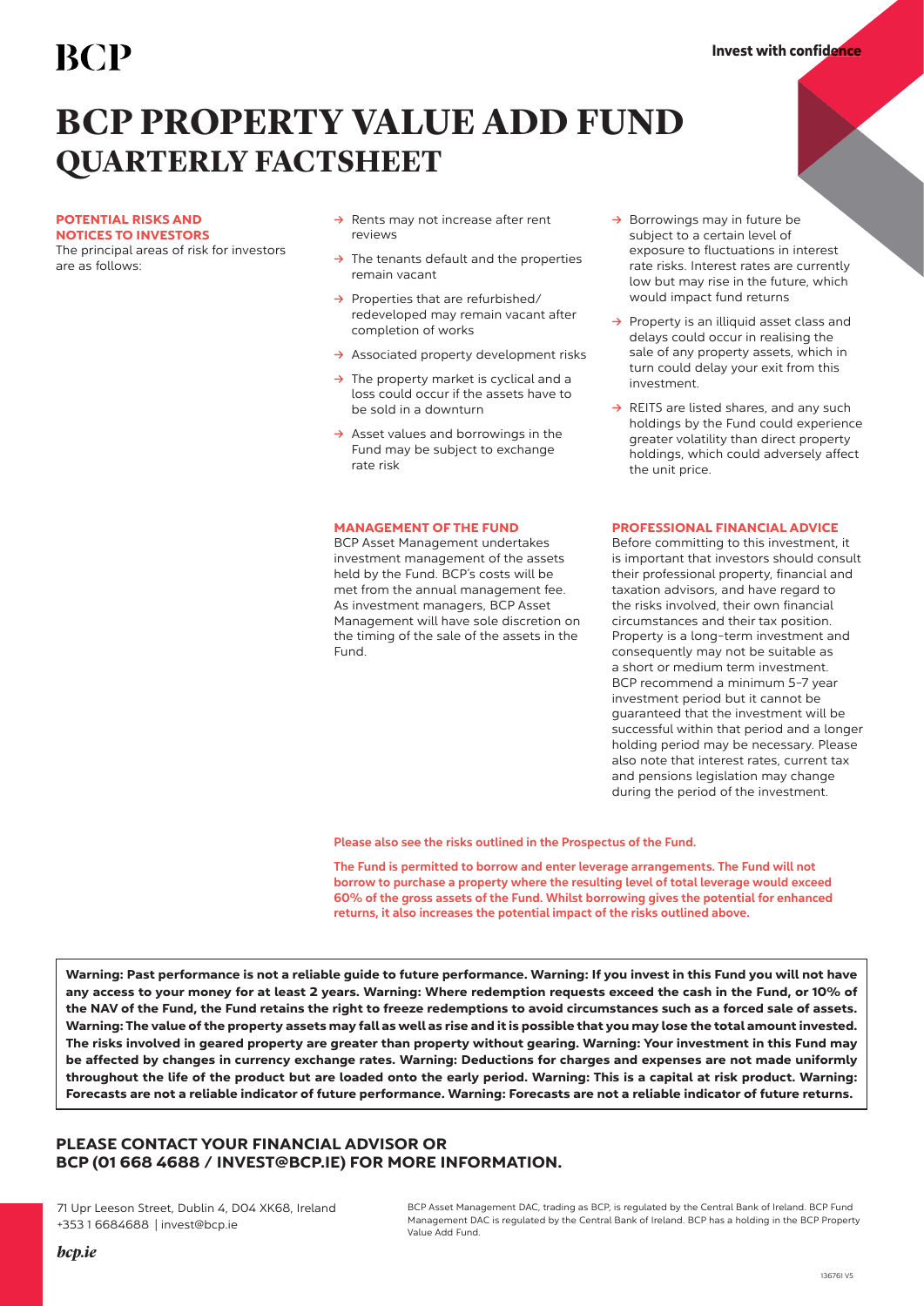# BCP PROPERTY VALUE ADD FUND QUARTERLY FACTSHEET

### POTENTIAL RISKS AND NOTICES TO INVESTORS

The principal areas of risk for investors are as follows:

- → Rents may not increase after rent reviews
- → The tenants default and the properties remain vacant
- → Properties that are refurbished/ redeveloped may remain vacant after completion of works
- → Associated property development risks
- → The property market is cyclical and a loss could occur if the assets have to be sold in a downturn
- → Asset values and borrowings in the Fund may be subject to exchange rate risk
- → Borrowings may in future be subject to a certain level of exposure to fluctuations in interest rate risks. Interest rates are currently low but may rise in the future, which would impact fund returns
- → Property is an illiquid asset class and delays could occur in realising the sale of any property assets, which in turn could delay your exit from this investment.
- → REITS are listed shares, and any such holdings by the Fund could experience greater volatility than direct property holdings, which could adversely affect the unit price.

### MANAGEMENT OF THE FUND

BCP Asset Management undertakes investment management of the assets held by the Fund. BCP's costs will be met from the annual management fee. As investment managers, BCP Asset Management will have sole discretion on the timing of the sale of the assets in the Fund.

### PROFESSIONAL FINANCIAL ADVICE

Before committing to this investment, it is important that investors should consult their professional property, financial and taxation advisors, and have regard to the risks involved, their own financial circumstances and their tax position. Property is a long-term investment and consequently may not be suitable as a short or medium term investment. BCP recommend a minimum 5-7 year investment period but it cannot be guaranteed that the investment will be successful within that period and a longer holding period may be necessary. Please also note that interest rates, current tax and pensions legislation may change during the period of the investment.

**Please also see the risks outlined in the Prospectus of the Fund.**

**The Fund is permitted to borrow and enter leverage arrangements. The Fund will not borrow to purchase a property where the resulting level of total leverage would exceed 60% of the gross assets of the Fund. Whilst borrowing gives the potential for enhanced returns, it also increases the potential impact of the risks outlined above.**

**Warning: Past performance is not a reliable guide to future performance. Warning: If you invest in this Fund you will not have any access to your money for at least 2 years. Warning: Where redemption requests exceed the cash in the Fund, or 10% of the NAV of the Fund, the Fund retains the right to freeze redemptions to avoid circumstances such as a forced sale of assets. Warning: The value of the property assets may fall as well as rise and it is possible that you may lose the total amount invested. The risks involved in geared property are greater than property without gearing. Warning: Your investment in this Fund may be affected by changes in currency exchange rates. Warning: Deductions for charges and expenses are not made uniformly throughout the life of the product but are loaded onto the early period. Warning: This is a capital at risk product. Warning: Forecasts are not a reliable indicator of future performance. Warning: Forecasts are not a reliable indicator of future returns.**

### PLEASE CONTACT YOUR FINANCIAL ADVISOR OR BCP (01 668 4688 / INVEST@BCP.IE) FOR MORE INFORMATION.

71 Upr Leeson Street, Dublin 4, D04 XK68, Ireland
+353 1 6684688 | invest@bcp.ie

BCP Asset Management DAC, trading as BCP, is regulated by the Central Bank of Ireland. BCP Fund Management DAC is regulated by the Central Bank of Ireland. BCP has a holding in the BCP Property Value Add Fund.

*bcp.ie*

136761 V5